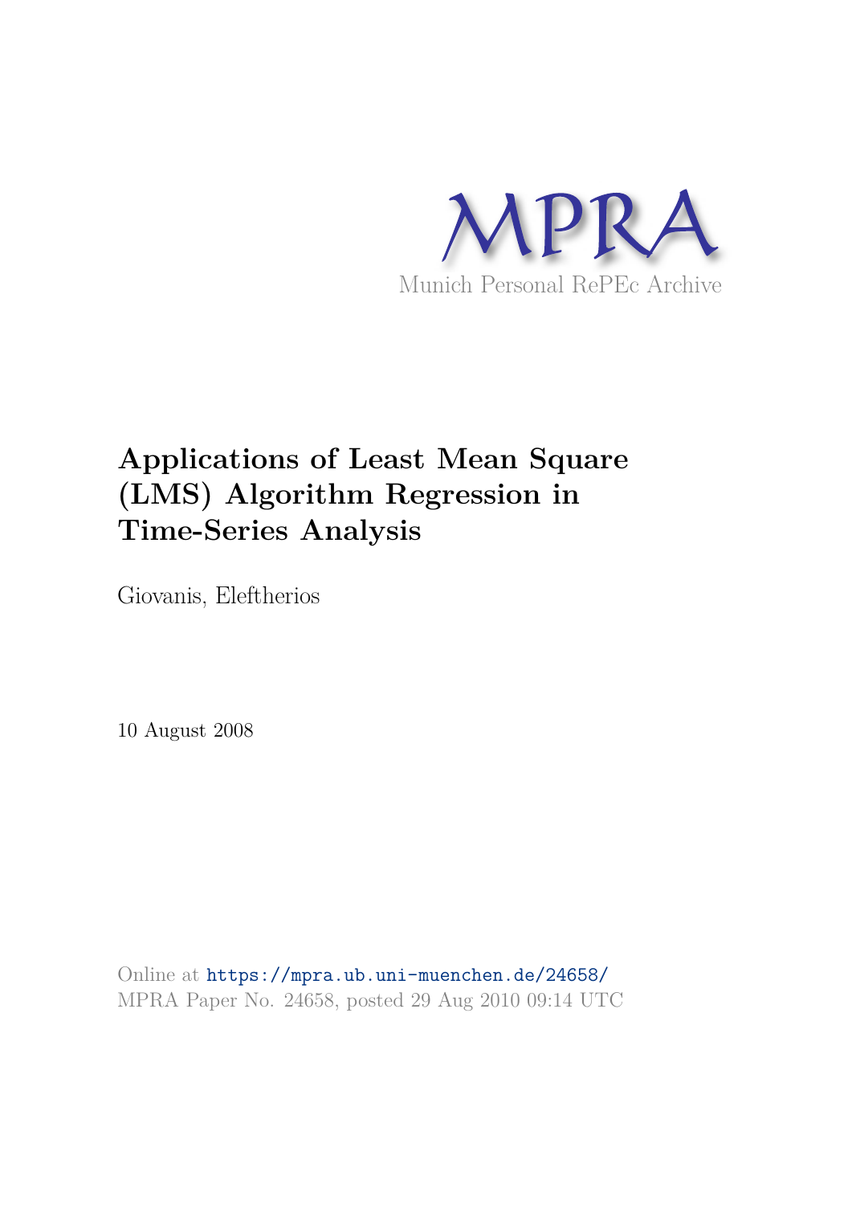MPRA

Munich Personal RePEc Archive

# Applications of Least Mean Square (LMS) Algorithm Regression in Time-Series Analysis

Giovanis, Eleftherios

10 August 2008

Online at https://mpra.ub.uni-muenchen.de/24658/
MPRA Paper No. 24658, posted 29 Aug 2010 09:14 UTC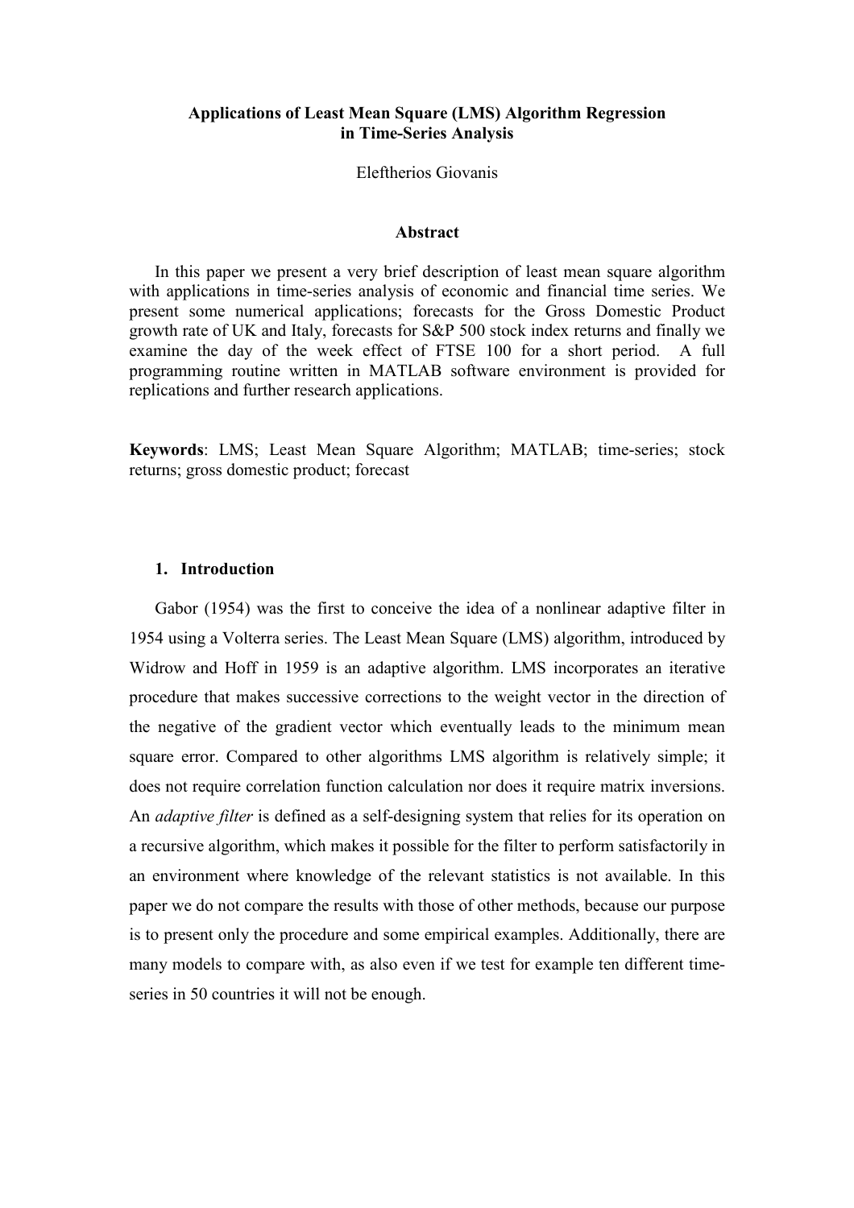**Applications of Least Mean Square (LMS) Algorithm Regression in Time-Series Analysis**

Eleftherios Giovanis

**Abstract**

In this paper we present a very brief description of least mean square algorithm with applications in time-series analysis of economic and financial time series. We present some numerical applications; forecasts for the Gross Domestic Product growth rate of UK and Italy, forecasts for S&P 500 stock index returns and finally we examine the day of the week effect of FTSE 100 for a short period. A full programming routine written in MATLAB software environment is provided for replications and further research applications.

**Keywords**: LMS; Least Mean Square Algorithm; MATLAB; time-series; stock returns; gross domestic product; forecast

## 1. Introduction

Gabor (1954) was the first to conceive the idea of a nonlinear adaptive filter in 1954 using a Volterra series. The Least Mean Square (LMS) algorithm, introduced by Widrow and Hoff in 1959 is an adaptive algorithm. LMS incorporates an iterative procedure that makes successive corrections to the weight vector in the direction of the negative of the gradient vector which eventually leads to the minimum mean square error. Compared to other algorithms LMS algorithm is relatively simple; it does not require correlation function calculation nor does it require matrix inversions. An *adaptive filter* is defined as a self-designing system that relies for its operation on a recursive algorithm, which makes it possible for the filter to perform satisfactorily in an environment where knowledge of the relevant statistics is not available. In this paper we do not compare the results with those of other methods, because our purpose is to present only the procedure and some empirical examples. Additionally, there are many models to compare with, as also even if we test for example ten different time-series in 50 countries it will not be enough.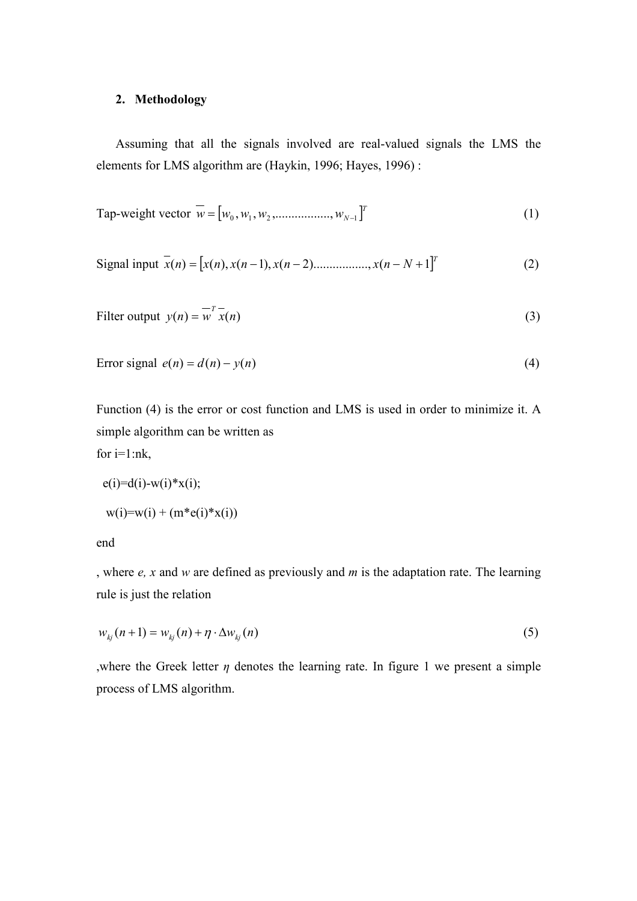## 2. Methodology

Assuming that all the signals involved are real-valued signals the LMS the elements for LMS algorithm are (Haykin, 1996; Hayes, 1996) :

Tap-weight vector $\overline{w} = \left[w_0, w_1, w_2, \ldots\ldots\ldots\ldots\ldots, w_{N-1}\right]^T$ (1)

Signal input $\overline{x}(n) = \left[x(n), x(n-1), x(n-2) \ldots\ldots\ldots\ldots\ldots, x(n-N+1\right]^T$ (2)

Filter output $y(n) = \overline{w}^T \overline{x}(n)$ (3)

Error signal $e(n) = d(n) - y(n)$ (4)

Function (4) is the error or cost function and LMS is used in order to minimize it. A simple algorithm can be written as

```
for i=1:nk,
  e(i)=d(i)-w(i)*x(i);
  w(i)=w(i) + (m*e(i)*x(i))
end
```

, where *e, x* and *w* are defined as previously and *m* is the adaptation rate. The learning rule is just the relation

$$w_{kj}(n+1) = w_{kj}(n) + \eta \cdot \Delta w_{kj}(n) \tag{5}$$

,where the Greek letter $\eta$ denotes the learning rate. In figure 1 we present a simple process of LMS algorithm.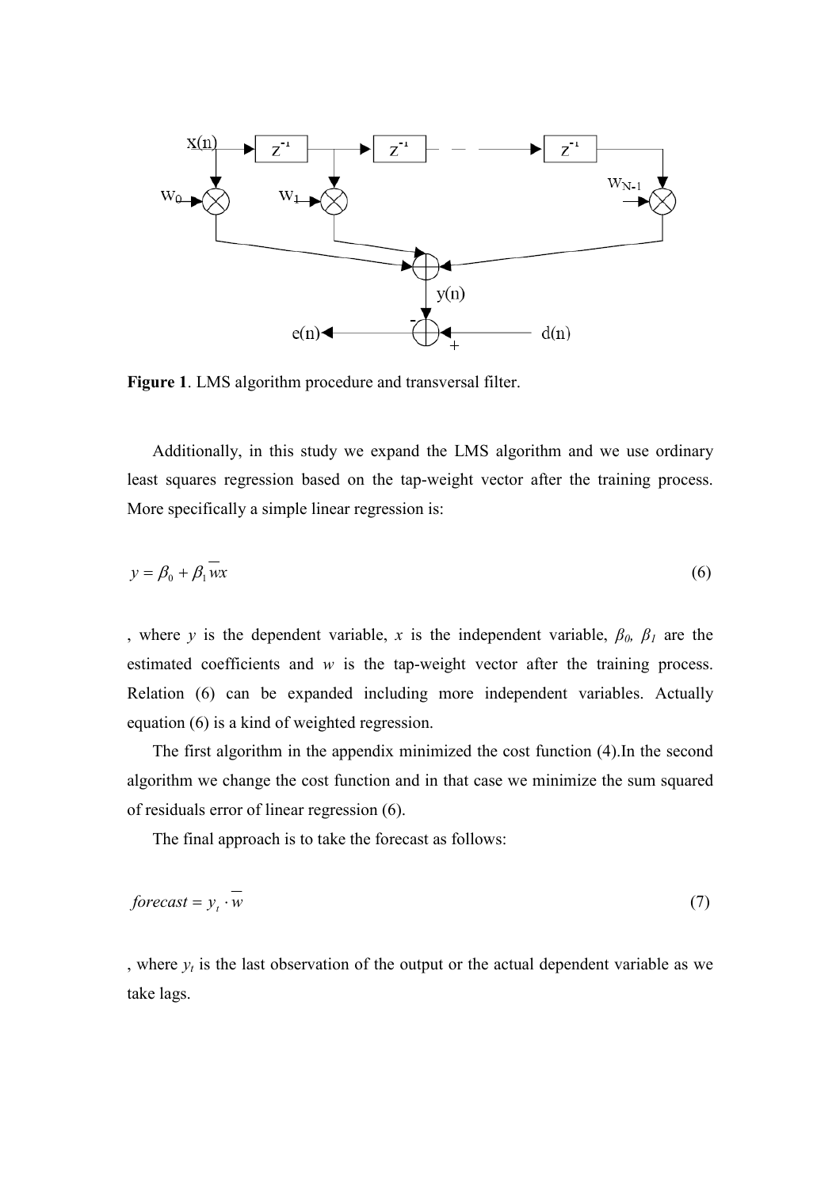**Figure 1**. LMS algorithm procedure and transversal filter.

Additionally, in this study we expand the LMS algorithm and we use ordinary least squares regression based on the tap-weight vector after the training process. More specifically a simple linear regression is:

$$y = \beta_0 + \beta_1 \overline{w}x \tag{6}$$

, where $y$ is the dependent variable, $x$ is the independent variable, $\beta_0$, $\beta_1$ are the estimated coefficients and $w$ is the tap-weight vector after the training process. Relation (6) can be expanded including more independent variables. Actually equation (6) is a kind of weighted regression.

The first algorithm in the appendix minimized the cost function (4).In the second algorithm we change the cost function and in that case we minimize the sum squared of residuals error of linear regression (6).

The final approach is to take the forecast as follows:

$$forecast = y_t \cdot \overline{w} \tag{7}$$

, where $y_t$ is the last observation of the output or the actual dependent variable as we take lags.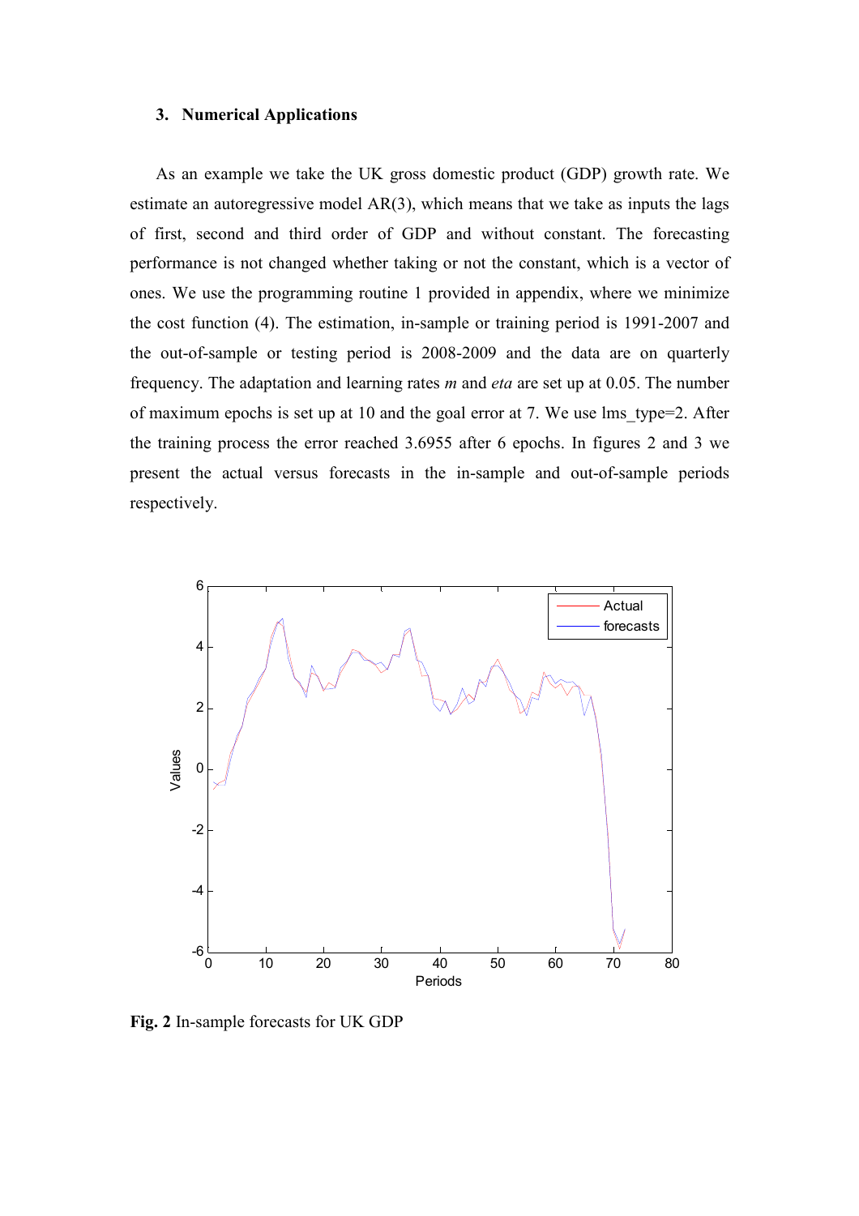## 3. Numerical Applications

As an example we take the UK gross domestic product (GDP) growth rate. We estimate an autoregressive model AR(3), which means that we take as inputs the lags of first, second and third order of GDP and without constant. The forecasting performance is not changed whether taking or not the constant, which is a vector of ones. We use the programming routine 1 provided in appendix, where we minimize the cost function (4). The estimation, in-sample or training period is 1991-2007 and the out-of-sample or testing period is 2008-2009 and the data are on quarterly frequency. The adaptation and learning rates *m* and *eta* are set up at 0.05. The number of maximum epochs is set up at 10 and the goal error at 7. We use lms_type=2. After the training process the error reached 3.6955 after 6 epochs. In figures 2 and 3 we present the actual versus forecasts in the in-sample and out-of-sample periods respectively.

**Fig. 2** In-sample forecasts for UK GDP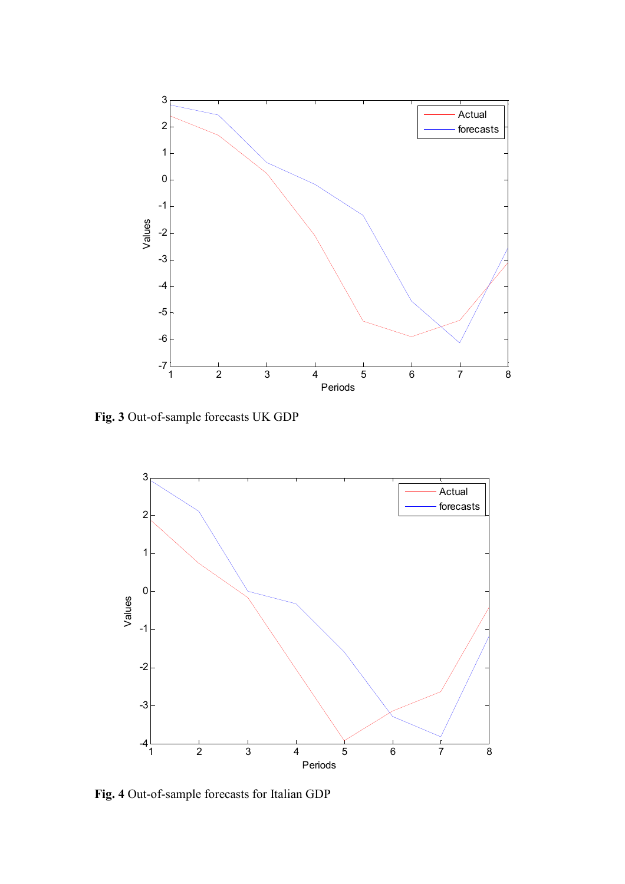**Fig. 3** Out-of-sample forecasts UK GDP

**Fig. 4** Out-of-sample forecasts for Italian GDP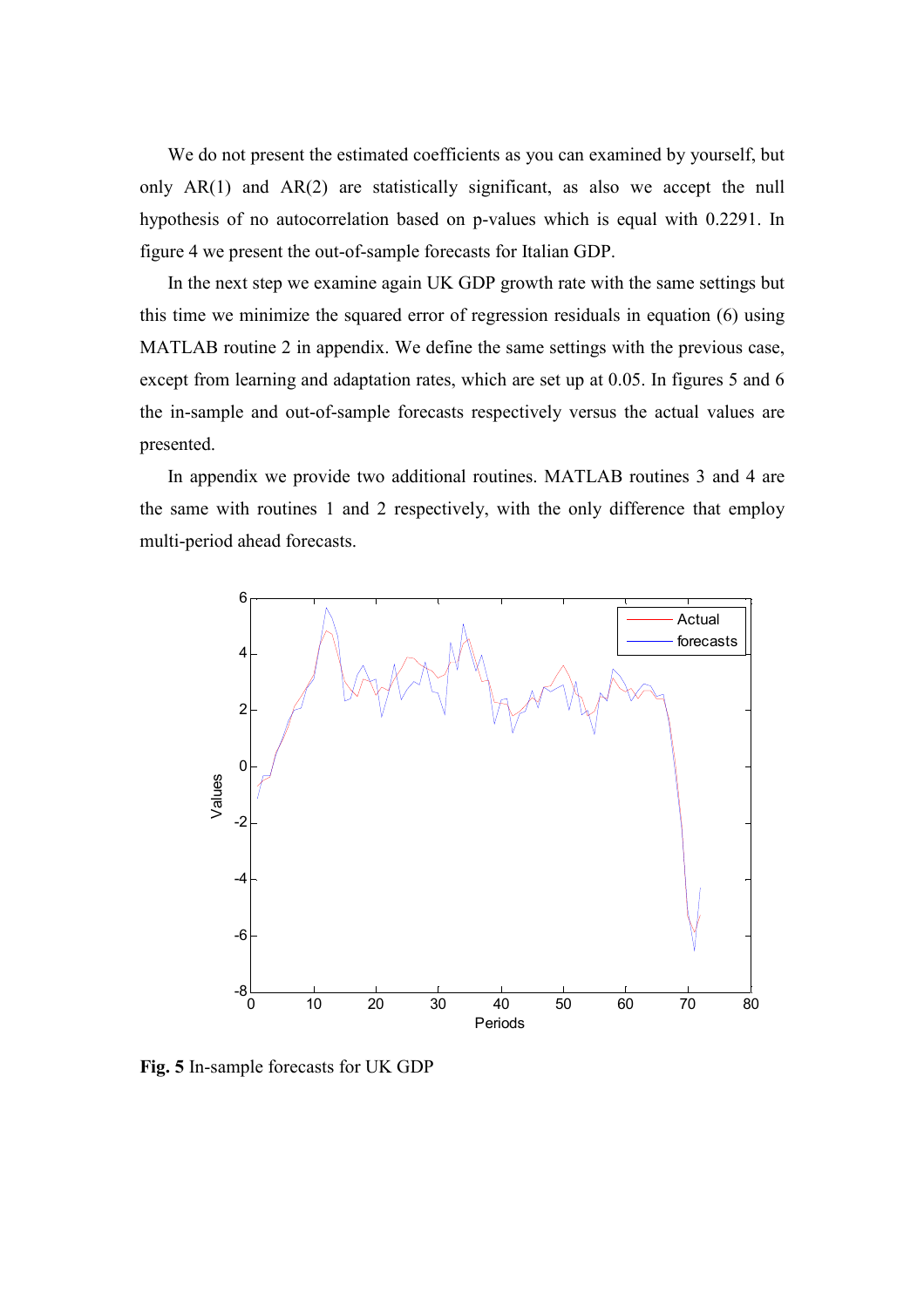We do not present the estimated coefficients as you can examined by yourself, but only AR(1) and AR(2) are statistically significant, as also we accept the null hypothesis of no autocorrelation based on p-values which is equal with 0.2291. In figure 4 we present the out-of-sample forecasts for Italian GDP.

In the next step we examine again UK GDP growth rate with the same settings but this time we minimize the squared error of regression residuals in equation (6) using MATLAB routine 2 in appendix. We define the same settings with the previous case, except from learning and adaptation rates, which are set up at 0.05. In figures 5 and 6 the in-sample and out-of-sample forecasts respectively versus the actual values are presented.

In appendix we provide two additional routines. MATLAB routines 3 and 4 are the same with routines 1 and 2 respectively, with the only difference that employ multi-period ahead forecasts.

**Fig. 5** In-sample forecasts for UK GDP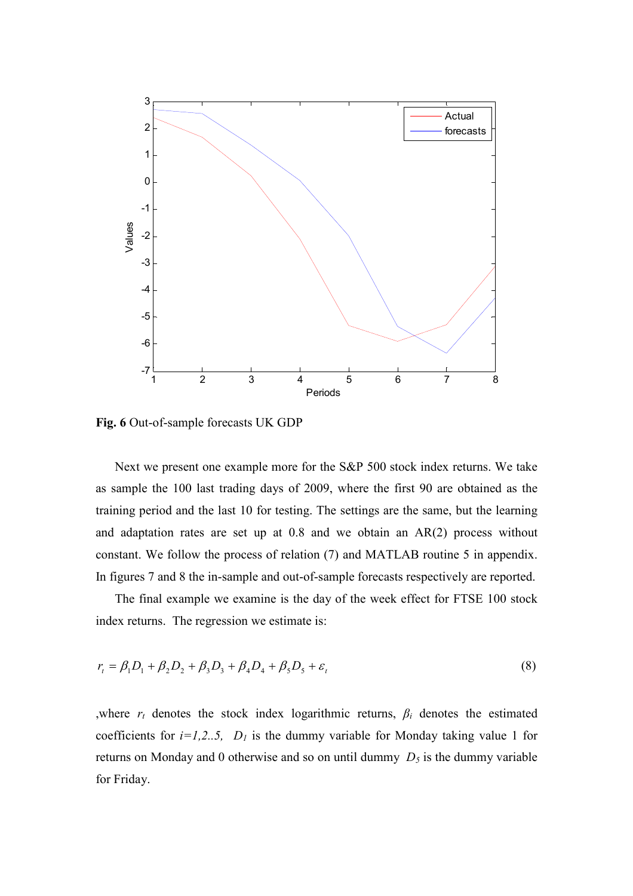**Fig. 6** Out-of-sample forecasts UK GDP

Next we present one example more for the S&P 500 stock index returns. We take as sample the 100 last trading days of 2009, where the first 90 are obtained as the training period and the last 10 for testing. The settings are the same, but the learning and adaptation rates are set up at 0.8 and we obtain an AR(2) process without constant. We follow the process of relation (7) and MATLAB routine 5 in appendix. In figures 7 and 8 the in-sample and out-of-sample forecasts respectively are reported.

The final example we examine is the day of the week effect for FTSE 100 stock index returns. The regression we estimate is:

$$r_t = \beta_1 D_1 + \beta_2 D_2 + \beta_3 D_3 + \beta_4 D_4 + \beta_5 D_5 + \varepsilon_t \tag{8}$$

,where $r_t$ denotes the stock index logarithmic returns, $\beta_i$ denotes the estimated coefficients for $i=1,2..5$, $D_1$ is the dummy variable for Monday taking value 1 for returns on Monday and 0 otherwise and so on until dummy $D_5$ is the dummy variable for Friday.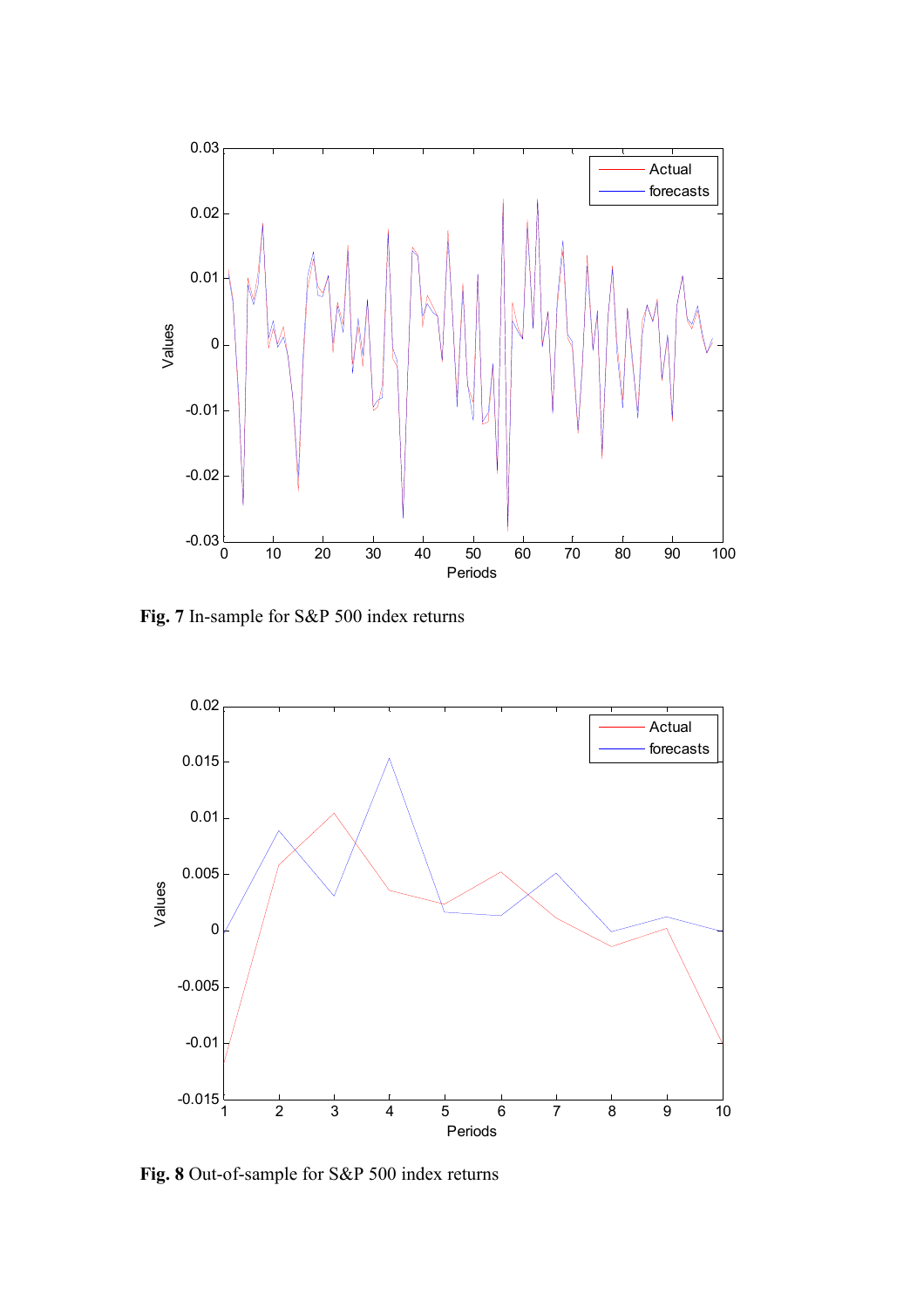**Fig. 7** In-sample for S&P 500 index returns

**Fig. 8** Out-of-sample for S&P 500 index returns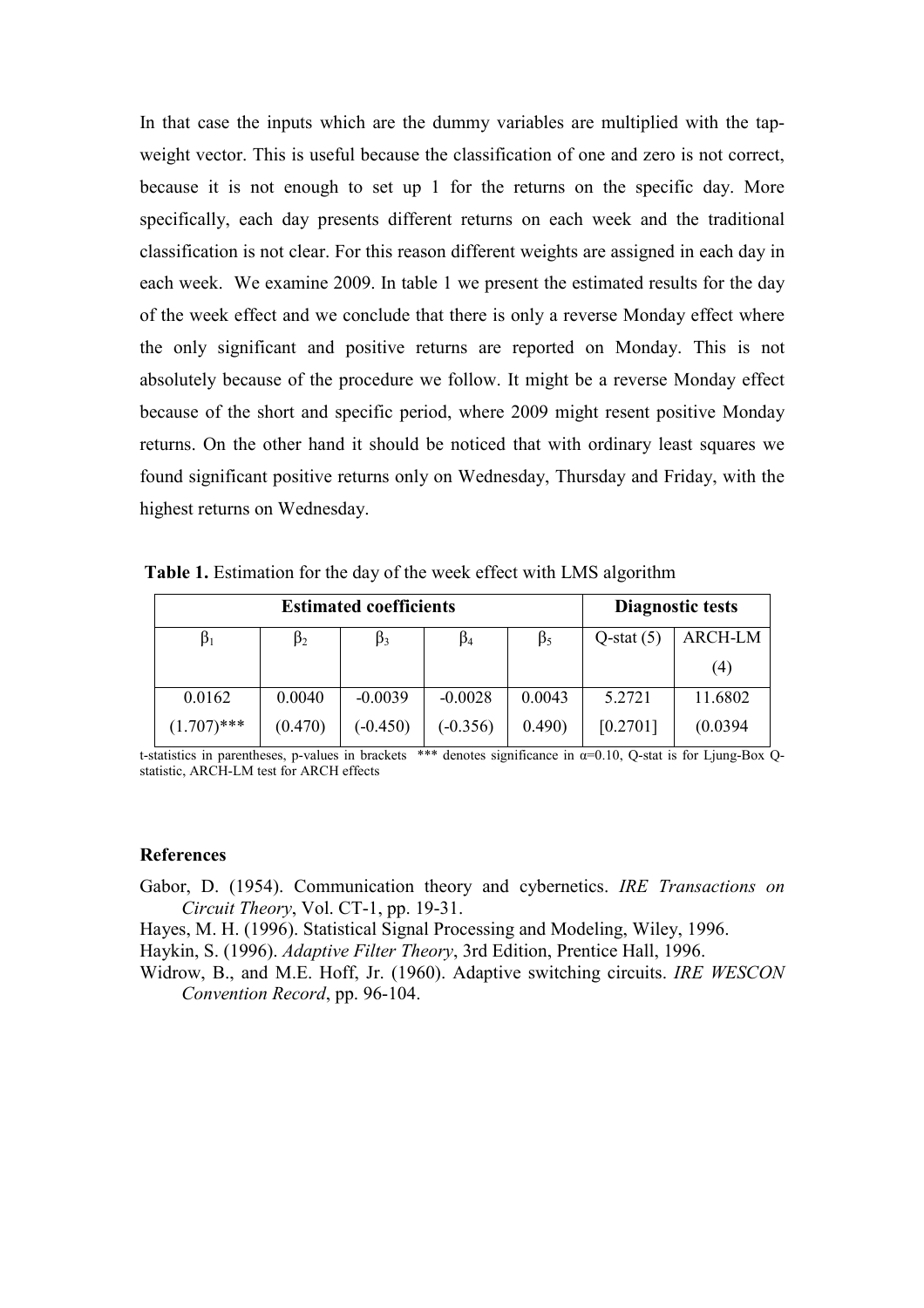In that case the inputs which are the dummy variables are multiplied with the tap-weight vector. This is useful because the classification of one and zero is not correct, because it is not enough to set up 1 for the returns on the specific day. More specifically, each day presents different returns on each week and the traditional classification is not clear. For this reason different weights are assigned in each day in each week. We examine 2009. In table 1 we present the estimated results for the day of the week effect and we conclude that there is only a reverse Monday effect where the only significant and positive returns are reported on Monday. This is not absolutely because of the procedure we follow. It might be a reverse Monday effect because of the short and specific period, where 2009 might resent positive Monday returns. On the other hand it should be noticed that with ordinary least squares we found significant positive returns only on Wednesday, Thursday and Friday, with the highest returns on Wednesday.

**Table 1.** Estimation for the day of the week effect with LMS algorithm

| Estimated coefficients | | | | | Diagnostic tests | |
|---|---|---|---|---|---|---|
| $\beta_1$ | $\beta_2$ | $\beta_3$ | $\beta_4$ | $\beta_5$ | Q-stat (5) | ARCH-LM (4) |
| 0.0162 (1.707)*** | 0.0040 (0.470) | -0.0039 (-0.450) | -0.0028 (-0.356) | 0.0043 0.490) | 5.2721 [0.2701] | 11.6802 (0.0394 |

t-statistics in parentheses, p-values in brackets *** denotes significance in $\alpha$=0.10, Q-stat is for Ljung-Box Q-statistic, ARCH-LM test for ARCH effects

## References

Gabor, D. (1954). Communication theory and cybernetics. *IRE Transactions on Circuit Theory*, Vol. CT-1, pp. 19-31.

Hayes, M. H. (1996). Statistical Signal Processing and Modeling, Wiley, 1996.

Haykin, S. (1996). *Adaptive Filter Theory*, 3rd Edition, Prentice Hall, 1996.

Widrow, B., and M.E. Hoff, Jr. (1960). Adaptive switching circuits. *IRE WESCON Convention Record*, pp. 96-104.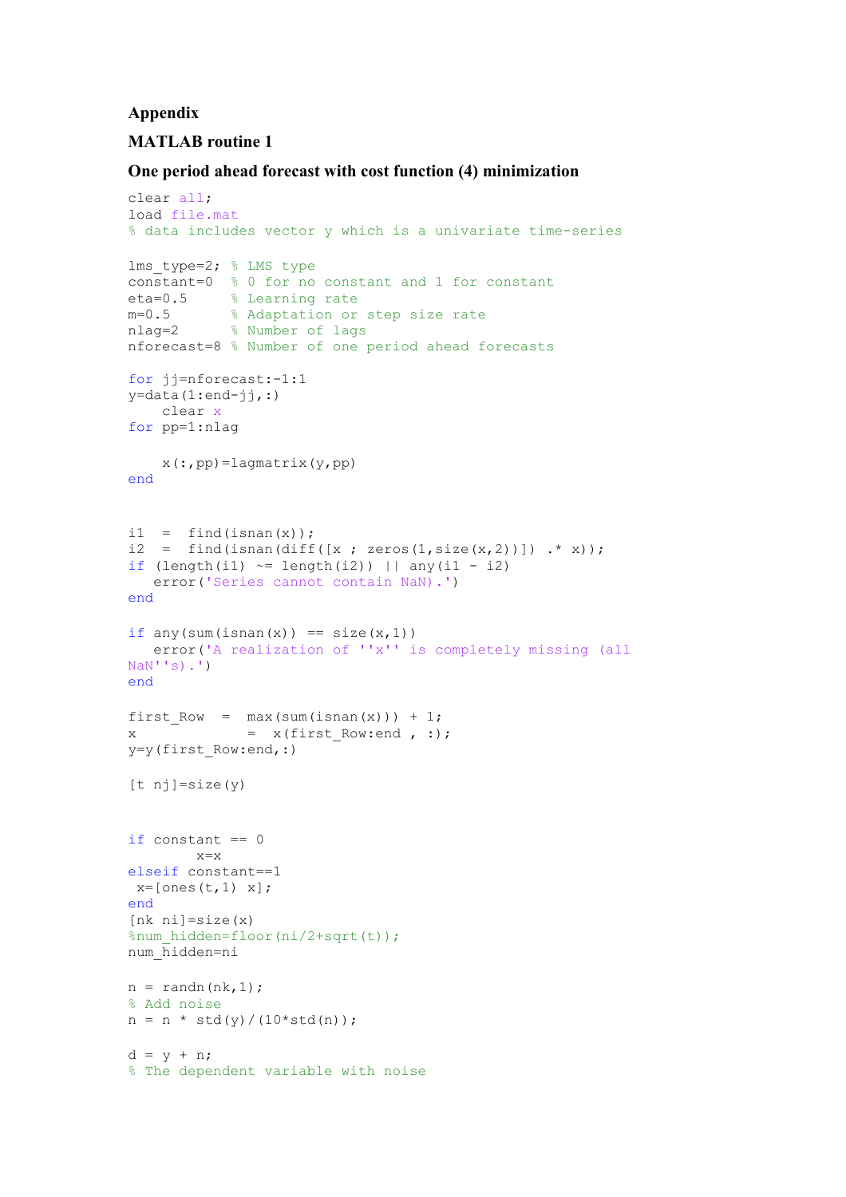**Appendix**

**MATLAB routine 1**

**One period ahead forecast with cost function (4) minimization**

```
clear all;
load file.mat
% data includes vector y which is a univariate time-series

lms_type=2; % LMS type
constant=0  % 0 for no constant and 1 for constant
eta=0.5     % Learning rate
m=0.5       % Adaptation or step size rate
nlag=2      % Number of lags
nforecast=8 % Number of one period ahead forecasts

for jj=nforecast:-1:1
y=data(1:end-jj,:)
    clear x
for pp=1:nlag

    x(:,pp)=lagmatrix(y,pp)
end


i1  =  find(isnan(x));
i2  =  find(isnan(diff([x ; zeros(1,size(x,2))]) .* x));
if (length(i1) ~= length(i2)) || any(i1 - i2)
   error('Series cannot contain NaN).')
end

if any(sum(isnan(x)) == size(x,1))
   error('A realization of ''x'' is completely missing (all
NaN''s).')
end

first_Row  =  max(sum(isnan(x))) + 1;
x             =  x(first_Row:end , :);
y=y(first_Row:end,:)

[t nj]=size(y)


if constant == 0
        x=x
elseif constant==1
 x=[ones(t,1) x];
end
[nk ni]=size(x)
%num_hidden=floor(ni/2+sqrt(t));
num_hidden=ni

n = randn(nk,1);
% Add noise
n = n * std(y)/(10*std(n));

d = y + n;
% The dependent variable with noise
```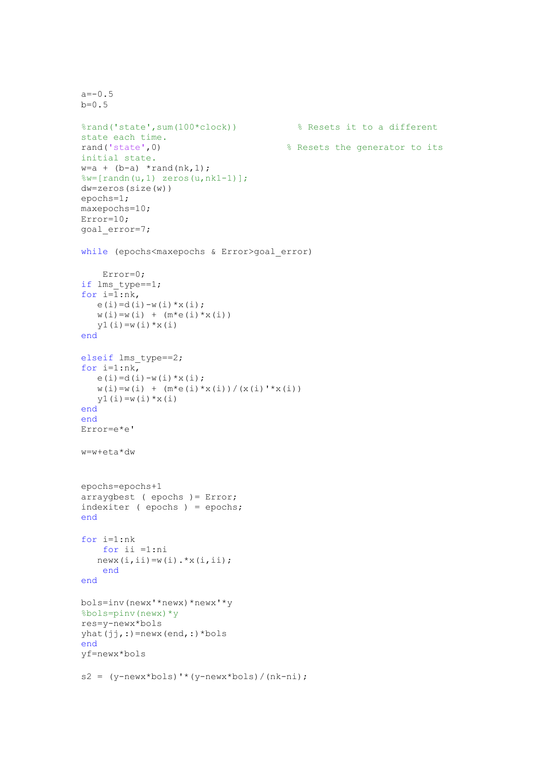```
a=-0.5
b=0.5

%rand('state',sum(100*clock))           % Resets it to a different
state each time.
rand('state',0)                        % Resets the generator to its
initial state.
w=a + (b-a) *rand(nk,1);
%w=[randn(u,1) zeros(u,nk1-1)];
dw=zeros(size(w))
epochs=1;
maxepochs=10;
Error=10;
goal_error=7;

while (epochs<maxepochs & Error>goal_error)

    Error=0;
if lms_type==1;
for i=1:nk,
   e(i)=d(i)-w(i)*x(i);
   w(i)=w(i) + (m*e(i)*x(i))
   y1(i)=w(i)*x(i)
end

elseif lms_type==2;
for i=1:nk,
   e(i)=d(i)-w(i)*x(i);
   w(i)=w(i) + (m*e(i)*x(i))/(x(i)'*x(i))
   y1(i)=w(i)*x(i)
end
end
Error=e*e'

w=w+eta*dw


epochs=epochs+1
arraygbest ( epochs )= Error;
indexiter ( epochs ) = epochs;
end

for i=1:nk
    for ii =1:ni
   newx(i,ii)=w(i).*x(i,ii);
    end
end

bols=inv(newx'*newx)*newx'*y
%bols=pinv(newx)*y
res=y-newx*bols
yhat(jj,:)=newx(end,:)*bols
end
yf=newx*bols

s2 = (y-newx*bols)'*(y-newx*bols)/(nk-ni);
```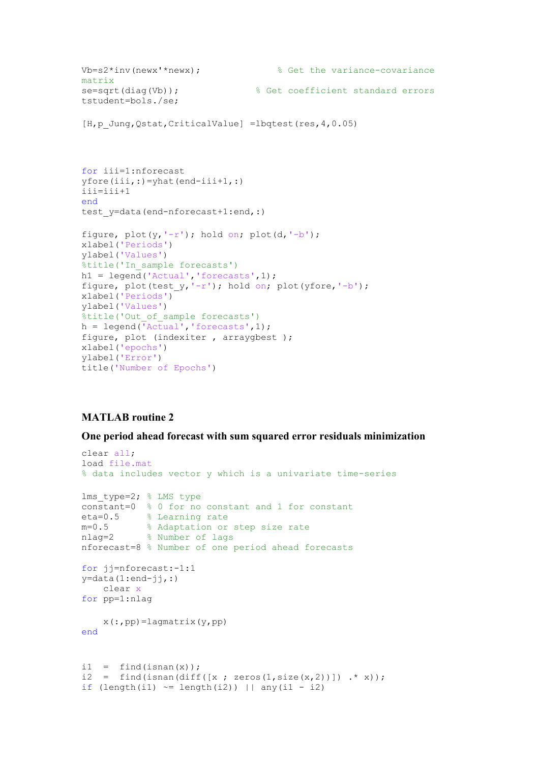```
Vb=s2*inv(newx'*newx);              % Get the variance-covariance
matrix
se=sqrt(diag(Vb));              % Get coefficient standard errors
tstudent=bols./se;

[H,p_Jung,Qstat,CriticalValue] =lbqtest(res,4,0.05)



for iii=1:nforecast
yfore(iii,:)=yhat(end-iii+1,:)
iii=iii+1
end
test_y=data(end-nforecast+1:end,:)

figure, plot(y,'-r'); hold on; plot(d,'-b');
xlabel('Periods')
ylabel('Values')
%title('In_sample forecasts')
h1 = legend('Actual','forecasts',1);
figure, plot(test_y,'-r'); hold on; plot(yfore,'-b');
xlabel('Periods')
ylabel('Values')
%title('Out_of_sample forecasts')
h = legend('Actual','forecasts',1);
figure, plot (indexiter , arraygbest );
xlabel('epochs')
ylabel('Error')
title('Number of Epochs')
```

**MATLAB routine 2**

**One period ahead forecast with sum squared error residuals minimization**

```
clear all;
load file.mat
% data includes vector y which is a univariate time-series

lms_type=2; % LMS type
constant=0  % 0 for no constant and 1 for constant
eta=0.5     % Learning rate
m=0.5       % Adaptation or step size rate
nlag=2      % Number of lags
nforecast=8 % Number of one period ahead forecasts

for jj=nforecast:-1:1
y=data(1:end-jj,:)
    clear x
for pp=1:nlag

    x(:,pp)=lagmatrix(y,pp)
end


i1  =  find(isnan(x));
i2  =  find(isnan(diff([x ; zeros(1,size(x,2))]) .* x));
if (length(i1) ~= length(i2)) || any(i1 - i2)
```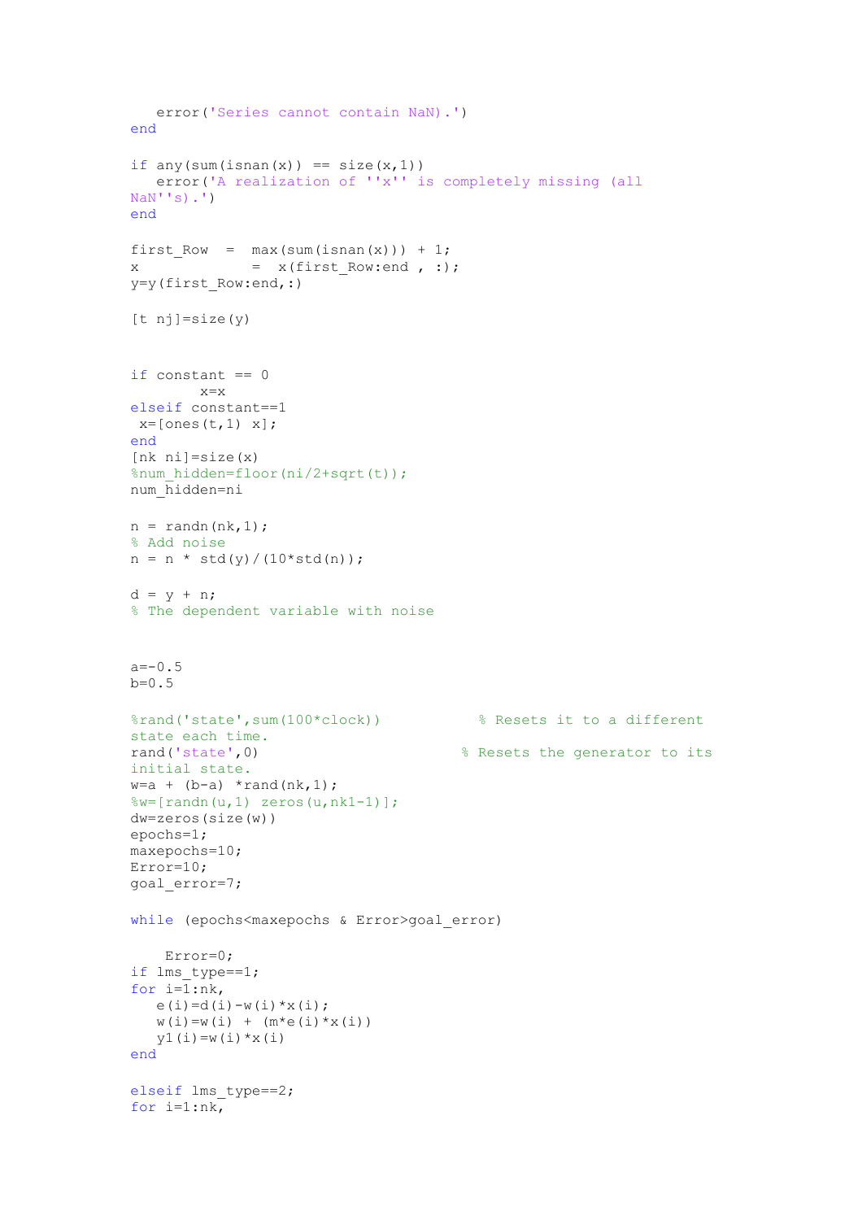```
   error('Series cannot contain NaN).')
end

if any(sum(isnan(x)) == size(x,1))
   error('A realization of ''x'' is completely missing (all
NaN''s).')
end

first_Row  =  max(sum(isnan(x))) + 1;
x             =  x(first_Row:end , :);
y=y(first_Row:end,:)

[t nj]=size(y)


if constant == 0
        x=x
elseif constant==1
 x=[ones(t,1) x];
end
[nk ni]=size(x)
%num_hidden=floor(ni/2+sqrt(t));
num_hidden=ni

n = randn(nk,1);
% Add noise
n = n * std(y)/(10*std(n));

d = y + n;
% The dependent variable with noise



a=-0.5
b=0.5

%rand('state',sum(100*clock))           % Resets it to a different
state each time.
rand('state',0)                        % Resets the generator to its
initial state.
w=a + (b-a) *rand(nk,1);
%w=[randn(u,1) zeros(u,nk1-1)];
dw=zeros(size(w))
epochs=1;
maxepochs=10;
Error=10;
goal_error=7;

while (epochs<maxepochs & Error>goal_error)

    Error=0;
if lms_type==1;
for i=1:nk,
   e(i)=d(i)-w(i)*x(i);
   w(i)=w(i) + (m*e(i)*x(i))
   y1(i)=w(i)*x(i)
end

elseif lms_type==2;
for i=1:nk,
```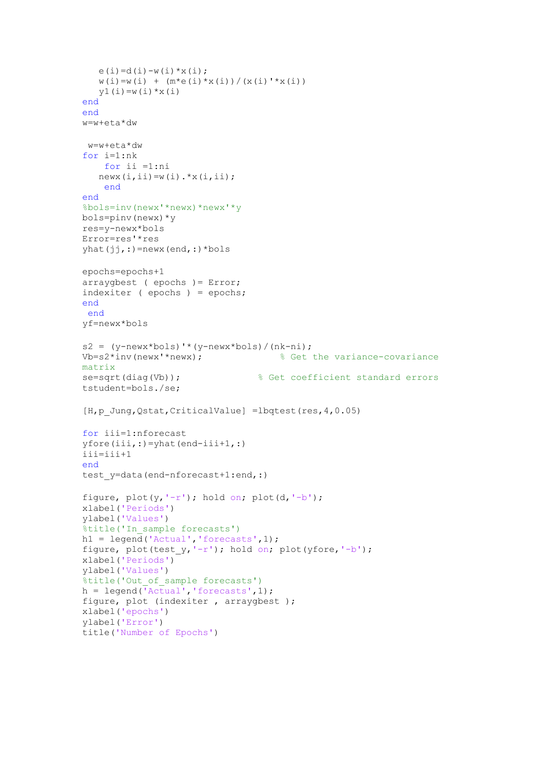```
       e(i)=d(i)-w(i)*x(i);
       w(i)=w(i) + (m*e(i)*x(i))/(x(i)'*x(i))
       y1(i)=w(i)*x(i)
    end
    end
    w=w+eta*dw

     w=w+eta*dw
    for i=1:nk
        for ii =1:ni
       newx(i,ii)=w(i).*x(i,ii);
        end
    end
    %bols=inv(newx'*newx)*newx'*y
    bols=pinv(newx)*y
    res=y-newx*bols
    Error=res'*res
    yhat(jj,:)=newx(end,:)*bols

    epochs=epochs+1
    arraygbest ( epochs )= Error;
    indexiter ( epochs ) = epochs;
    end
     end
    yf=newx*bols

    s2 = (y-newx*bols)'*(y-newx*bols)/(nk-ni);
    Vb=s2*inv(newx'*newx);              % Get the variance-covariance
    matrix
    se=sqrt(diag(Vb));              % Get coefficient standard errors
    tstudent=bols./se;

    [H,p_Jung,Qstat,CriticalValue] =lbqtest(res,4,0.05)

    for iii=1:nforecast
    yfore(iii,:)=yhat(end-iii+1,:)
    iii=iii+1
    end
    test_y=data(end-nforecast+1:end,:)

    figure, plot(y,'-r'); hold on; plot(d,'-b');
    xlabel('Periods')
    ylabel('Values')
    %title('In_sample forecasts')
    h1 = legend('Actual','forecasts',1);
    figure, plot(test_y,'-r'); hold on; plot(yfore,'-b');
    xlabel('Periods')
    ylabel('Values')
    %title('Out_of_sample forecasts')
    h = legend('Actual','forecasts',1);
    figure, plot (indexiter , arraygbest );
    xlabel('epochs')
    ylabel('Error')
    title('Number of Epochs')
```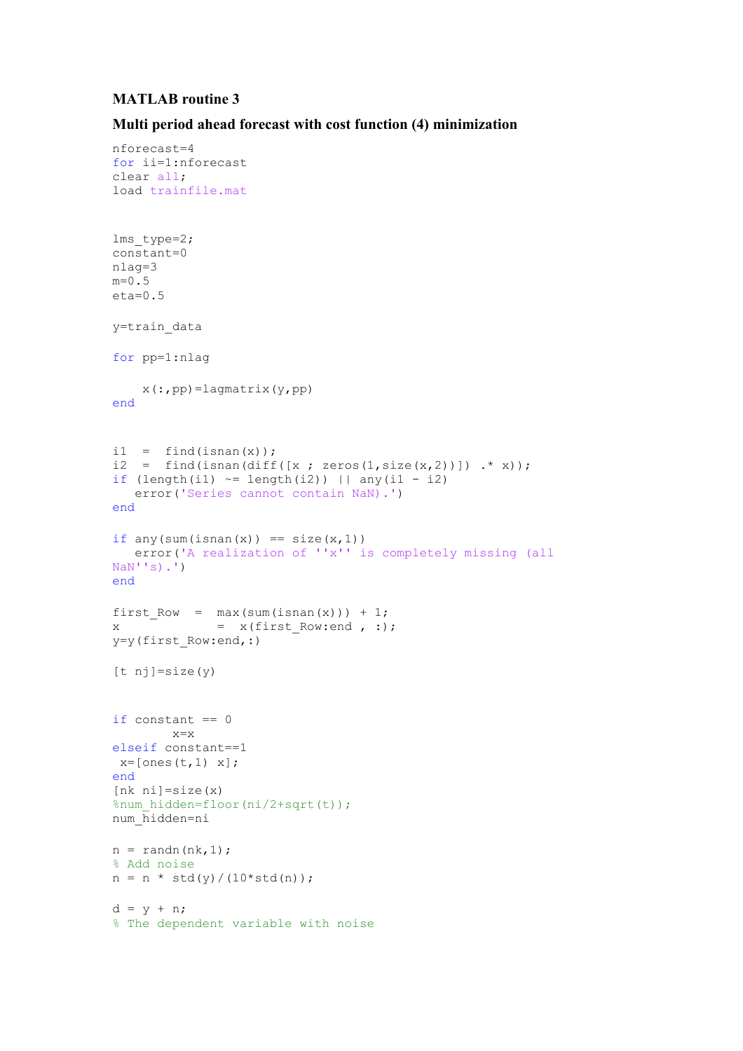**MATLAB routine 3**

**Multi period ahead forecast with cost function (4) minimization**

```
nforecast=4
for ii=1:nforecast
clear all;
load trainfile.mat


lms_type=2;
constant=0
nlag=3
m=0.5
eta=0.5

y=train_data

for pp=1:nlag

    x(:,pp)=lagmatrix(y,pp)
end



i1  =  find(isnan(x));
i2  =  find(isnan(diff([x ; zeros(1,size(x,2))]) .* x));
if (length(i1) ~= length(i2)) || any(i1 - i2)
   error('Series cannot contain NaN).')
end

if any(sum(isnan(x)) == size(x,1))
   error('A realization of ''x'' is completely missing (all
NaN''s).')
end

first_Row  =  max(sum(isnan(x))) + 1;
x            =  x(first_Row:end , :);
y=y(first_Row:end,:)

[t nj]=size(y)



if constant == 0
        x=x
elseif constant==1
 x=[ones(t,1) x];
end
[nk ni]=size(x)
%num_hidden=floor(ni/2+sqrt(t));
num_hidden=ni

n = randn(nk,1);
% Add noise
n = n * std(y)/(10*std(n));

d = y + n;
% The dependent variable with noise
```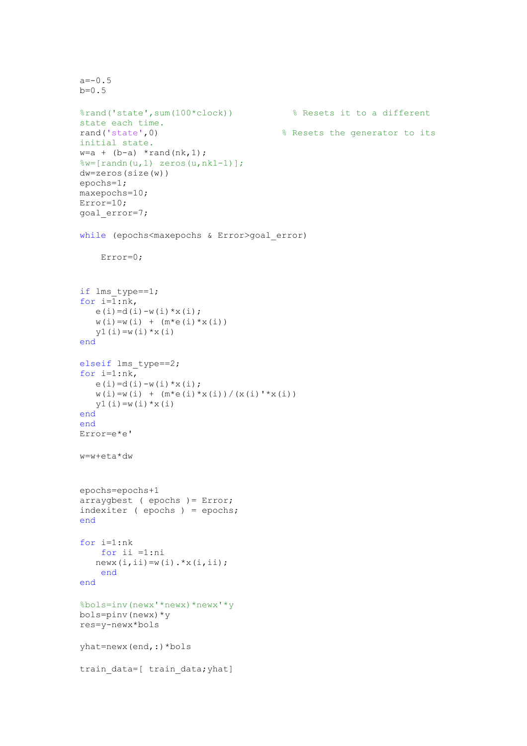```
a=-0.5
b=0.5

%rand('state',sum(100*clock))           % Resets it to a different
state each time.
rand('state',0)                        % Resets the generator to its
initial state.
w=a + (b-a) *rand(nk,1);
%w=[randn(u,1) zeros(u,nk1-1)];
dw=zeros(size(w))
epochs=1;
maxepochs=10;
Error=10;
goal_error=7;

while (epochs<maxepochs & Error>goal_error)

    Error=0;



if lms_type==1;
for i=1:nk,
   e(i)=d(i)-w(i)*x(i);
   w(i)=w(i) + (m*e(i)*x(i))
   y1(i)=w(i)*x(i)
end

elseif lms_type==2;
for i=1:nk,
   e(i)=d(i)-w(i)*x(i);
   w(i)=w(i) + (m*e(i)*x(i))/(x(i)'*x(i))
   y1(i)=w(i)*x(i)
end
end
Error=e*e'

w=w+eta*dw



epochs=epochs+1
arraygbest ( epochs )= Error;
indexiter ( epochs ) = epochs;
end

for i=1:nk
    for ii =1:ni
   newx(i,ii)=w(i).*x(i,ii);
    end
end

%bols=inv(newx'*newx)*newx'*y
bols=pinv(newx)*y
res=y-newx*bols

yhat=newx(end,:)*bols

train_data=[ train_data;yhat]
```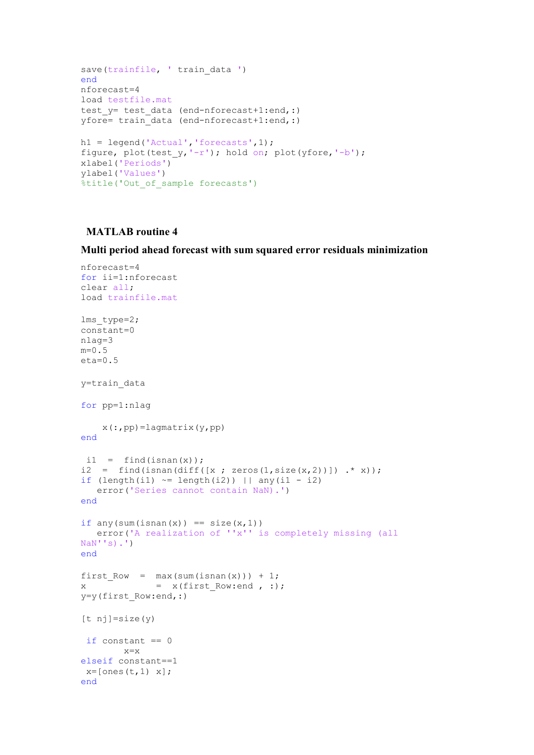```
save(trainfile, ' train_data ')
end
nforecast=4
load testfile.mat
test_y= test_data (end-nforecast+1:end,:)
yfore= train_data (end-nforecast+1:end,:)

h1 = legend('Actual','forecasts',1);
figure, plot(test_y,'-r'); hold on; plot(yfore,'-b');
xlabel('Periods')
ylabel('Values')
%title('Out_of_sample forecasts')
```

### MATLAB routine 4

**Multi period ahead forecast with sum squared error residuals minimization**

```
nforecast=4
for ii=1:nforecast
clear all;
load trainfile.mat

lms_type=2;
constant=0
nlag=3
m=0.5
eta=0.5

y=train_data

for pp=1:nlag

    x(:,pp)=lagmatrix(y,pp)
end

 i1  =  find(isnan(x));
i2  =  find(isnan(diff([x ; zeros(1,size(x,2))]) .* x));
if (length(i1) ~= length(i2)) || any(i1 - i2)
   error('Series cannot contain NaN).')
end

if any(sum(isnan(x)) == size(x,1))
   error('A realization of ''x'' is completely missing (all
NaN''s).')
end

first_Row  =  max(sum(isnan(x))) + 1;
x          =  x(first_Row:end , :);
y=y(first_Row:end,:)

[t nj]=size(y)

 if constant == 0
        x=x
elseif constant==1
 x=[ones(t,1) x];
end
```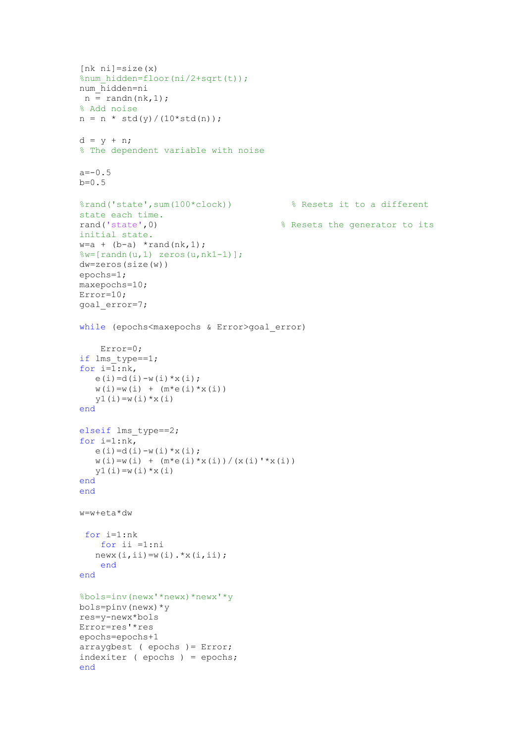```
[nk ni]=size(x)
%num_hidden=floor(ni/2+sqrt(t));
num_hidden=ni
 n = randn(nk,1);
% Add noise
n = n * std(y)/(10*std(n));

d = y + n;
% The dependent variable with noise

a=-0.5
b=0.5

%rand('state',sum(100*clock))           % Resets it to a different
state each time.
rand('state',0)                        % Resets the generator to its
initial state.
w=a + (b-a) *rand(nk,1);
%w=[randn(u,1) zeros(u,nk1-1)];
dw=zeros(size(w))
epochs=1;
maxepochs=10;
Error=10;
goal_error=7;

while (epochs<maxepochs & Error>goal_error)

    Error=0;
if lms_type==1;
for i=1:nk,
   e(i)=d(i)-w(i)*x(i);
   w(i)=w(i) + (m*e(i)*x(i))
   y1(i)=w(i)*x(i)
end

elseif lms_type==2;
for i=1:nk,
   e(i)=d(i)-w(i)*x(i);
   w(i)=w(i) + (m*e(i)*x(i))/(x(i)'*x(i))
   y1(i)=w(i)*x(i)
end
end

w=w+eta*dw

 for i=1:nk
    for ii =1:ni
   newx(i,ii)=w(i).*x(i,ii);
    end
end

%bols=inv(newx'*newx)*newx'*y
bols=pinv(newx)*y
res=y-newx*bols
Error=res'*res
epochs=epochs+1
arraygbest ( epochs )= Error;
indexiter ( epochs ) = epochs;
end
```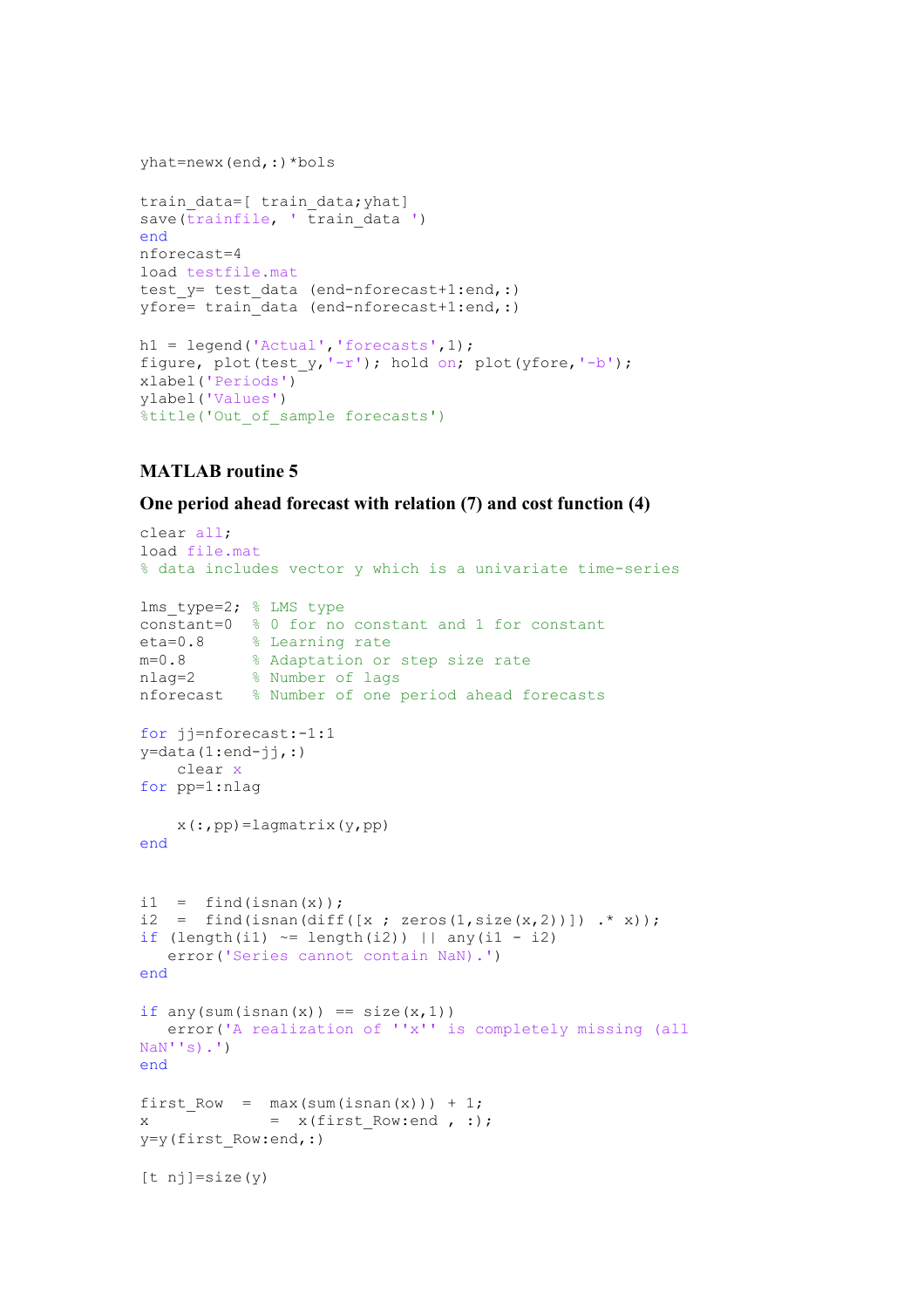```
yhat=newx(end,:)*bols

train_data=[ train_data;yhat]
save(trainfile, ' train_data ')
end
nforecast=4
load testfile.mat
test_y= test_data (end-nforecast+1:end,:)
yfore= train_data (end-nforecast+1:end,:)

h1 = legend('Actual','forecasts',1);
figure, plot(test_y,'-r'); hold on; plot(yfore,'-b');
xlabel('Periods')
ylabel('Values')
%title('Out_of_sample forecasts')
```

### MATLAB routine 5

### One period ahead forecast with relation (7) and cost function (4)

```
clear all;
load file.mat
% data includes vector y which is a univariate time-series

lms_type=2; % LMS type
constant=0  % 0 for no constant and 1 for constant
eta=0.8     % Learning rate
m=0.8       % Adaptation or step size rate
nlag=2      % Number of lags
nforecast   % Number of one period ahead forecasts

for jj=nforecast:-1:1
y=data(1:end-jj,:)
    clear x
for pp=1:nlag

    x(:,pp)=lagmatrix(y,pp)
end


i1  =  find(isnan(x));
i2  =  find(isnan(diff([x ; zeros(1,size(x,2))]) .* x));
if (length(i1) ~= length(i2)) || any(i1 - i2)
   error('Series cannot contain NaN).')
end

if any(sum(isnan(x)) == size(x,1))
   error('A realization of ''x'' is completely missing (all
NaN''s).')
end

first_Row  =  max(sum(isnan(x))) + 1;
x          =  x(first_Row:end , :);
y=y(first_Row:end,:)

[t nj]=size(y)
```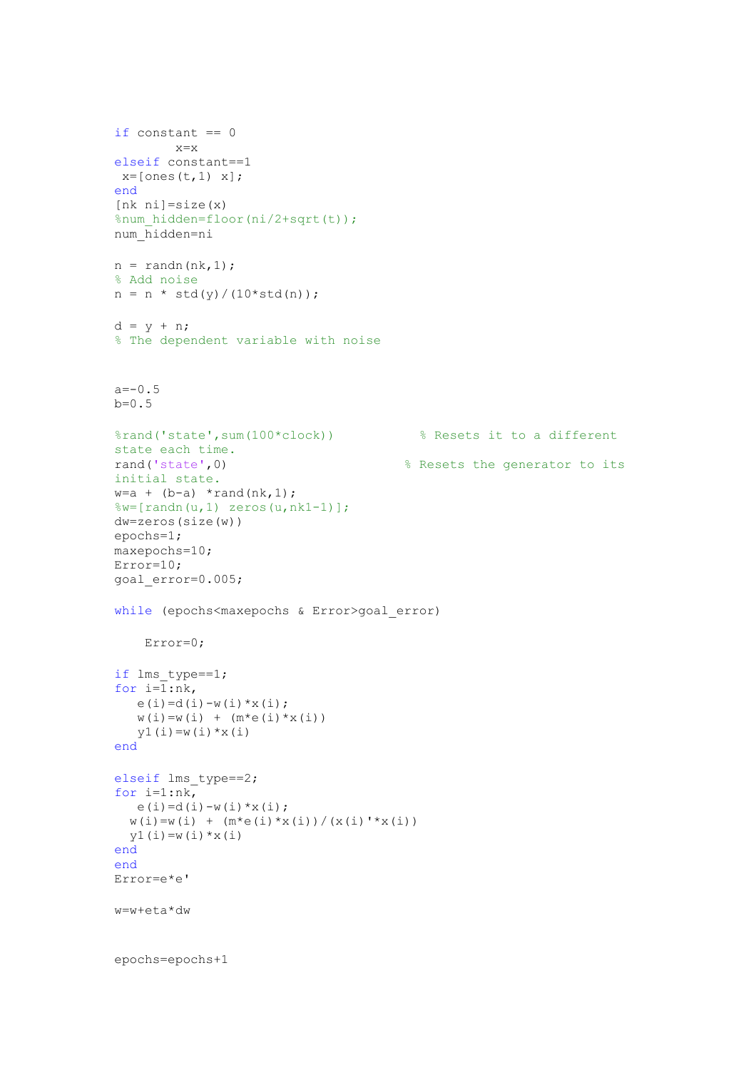```
if constant == 0
        x=x
elseif constant==1
 x=[ones(t,1) x];
end
[nk ni]=size(x)
%num_hidden=floor(ni/2+sqrt(t));
num_hidden=ni

n = randn(nk,1);
% Add noise
n = n * std(y)/(10*std(n));

d = y + n;
% The dependent variable with noise


a=-0.5
b=0.5

%rand('state',sum(100*clock))           % Resets it to a different
state each time.
rand('state',0)                        % Resets the generator to its
initial state.
w=a + (b-a) *rand(nk,1);
%w=[randn(u,1) zeros(u,nk1-1)];
dw=zeros(size(w))
epochs=1;
maxepochs=10;
Error=10;
goal_error=0.005;

while (epochs<maxepochs & Error>goal_error)

    Error=0;

if lms_type==1;
for i=1:nk,
   e(i)=d(i)-w(i)*x(i);
   w(i)=w(i) + (m*e(i)*x(i))
   y1(i)=w(i)*x(i)
end

elseif lms_type==2;
for i=1:nk,
   e(i)=d(i)-w(i)*x(i);
  w(i)=w(i) + (m*e(i)*x(i))/(x(i)'*x(i))
  y1(i)=w(i)*x(i)
end
end
Error=e*e'

w=w+eta*dw


epochs=epochs+1
```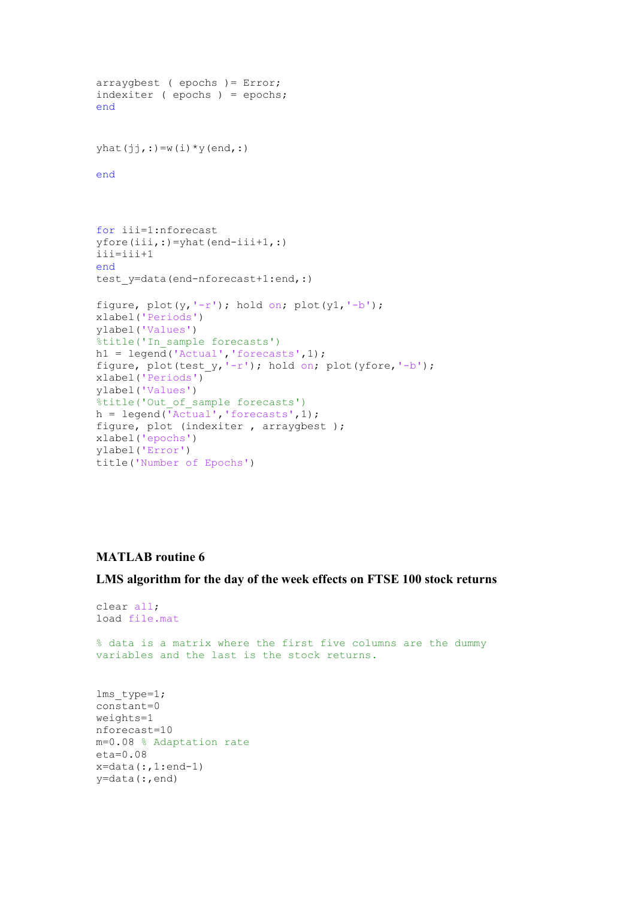```
arraygbest ( epochs )= Error;
indexiter ( epochs ) = epochs;
end


yhat(jj,:)=w(i)*y(end,:)

end




for iii=1:nforecast
yfore(iii,:)=yhat(end-iii+1,:)
iii=iii+1
end
test_y=data(end-nforecast+1:end,:)

figure, plot(y,'-r'); hold on; plot(y1,'-b');
xlabel('Periods')
ylabel('Values')
%title('In_sample forecasts')
h1 = legend('Actual','forecasts',1);
figure, plot(test_y,'-r'); hold on; plot(yfore,'-b');
xlabel('Periods')
ylabel('Values')
%title('Out_of_sample forecasts')
h = legend('Actual','forecasts',1);
figure, plot (indexiter , arraygbest );
xlabel('epochs')
ylabel('Error')
title('Number of Epochs')
```

**MATLAB routine 6**

**LMS algorithm for the day of the week effects on FTSE 100 stock returns**

```
clear all;
load file.mat

% data is a matrix where the first five columns are the dummy
variables and the last is the stock returns.


lms_type=1;
constant=0
weights=1
nforecast=10
m=0.08 % Adaptation rate
eta=0.08
x=data(:,1:end-1)
y=data(:,end)
```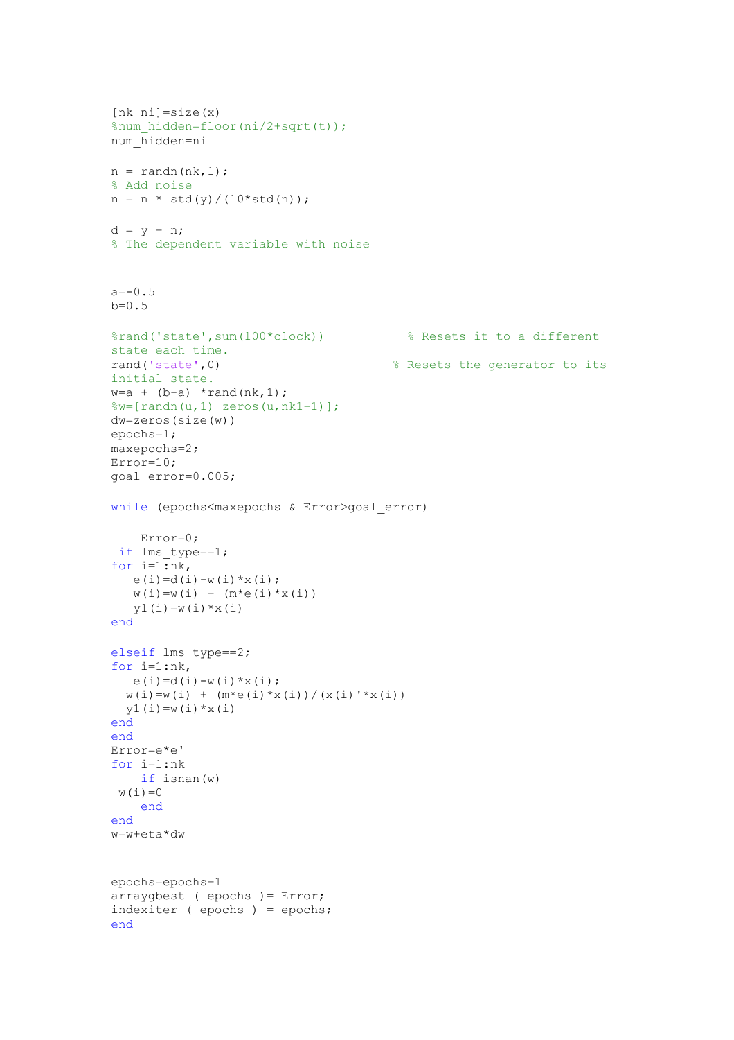```
[nk ni]=size(x)
%num_hidden=floor(ni/2+sqrt(t));
num_hidden=ni

n = randn(nk,1);
% Add noise
n = n * std(y)/(10*std(n));

d = y + n;
% The dependent variable with noise


a=-0.5
b=0.5

%rand('state',sum(100*clock))           % Resets it to a different
state each time.
rand('state',0)                        % Resets the generator to its
initial state.
w=a + (b-a) *rand(nk,1);
%w=[randn(u,1) zeros(u,nk1-1)];
dw=zeros(size(w))
epochs=1;
maxepochs=2;
Error=10;
goal_error=0.005;

while (epochs<maxepochs & Error>goal_error)

    Error=0;
 if lms_type==1;
for i=1:nk,
   e(i)=d(i)-w(i)*x(i);
   w(i)=w(i) + (m*e(i)*x(i))
   y1(i)=w(i)*x(i)
end

elseif lms_type==2;
for i=1:nk,
   e(i)=d(i)-w(i)*x(i);
  w(i)=w(i) + (m*e(i)*x(i))/(x(i)'*x(i))
  y1(i)=w(i)*x(i)
end
end
Error=e*e'
for i=1:nk
    if isnan(w)
 w(i)=0
    end
end
w=w+eta*dw


epochs=epochs+1
arraygbest ( epochs )= Error;
indexiter ( epochs ) = epochs;
end
```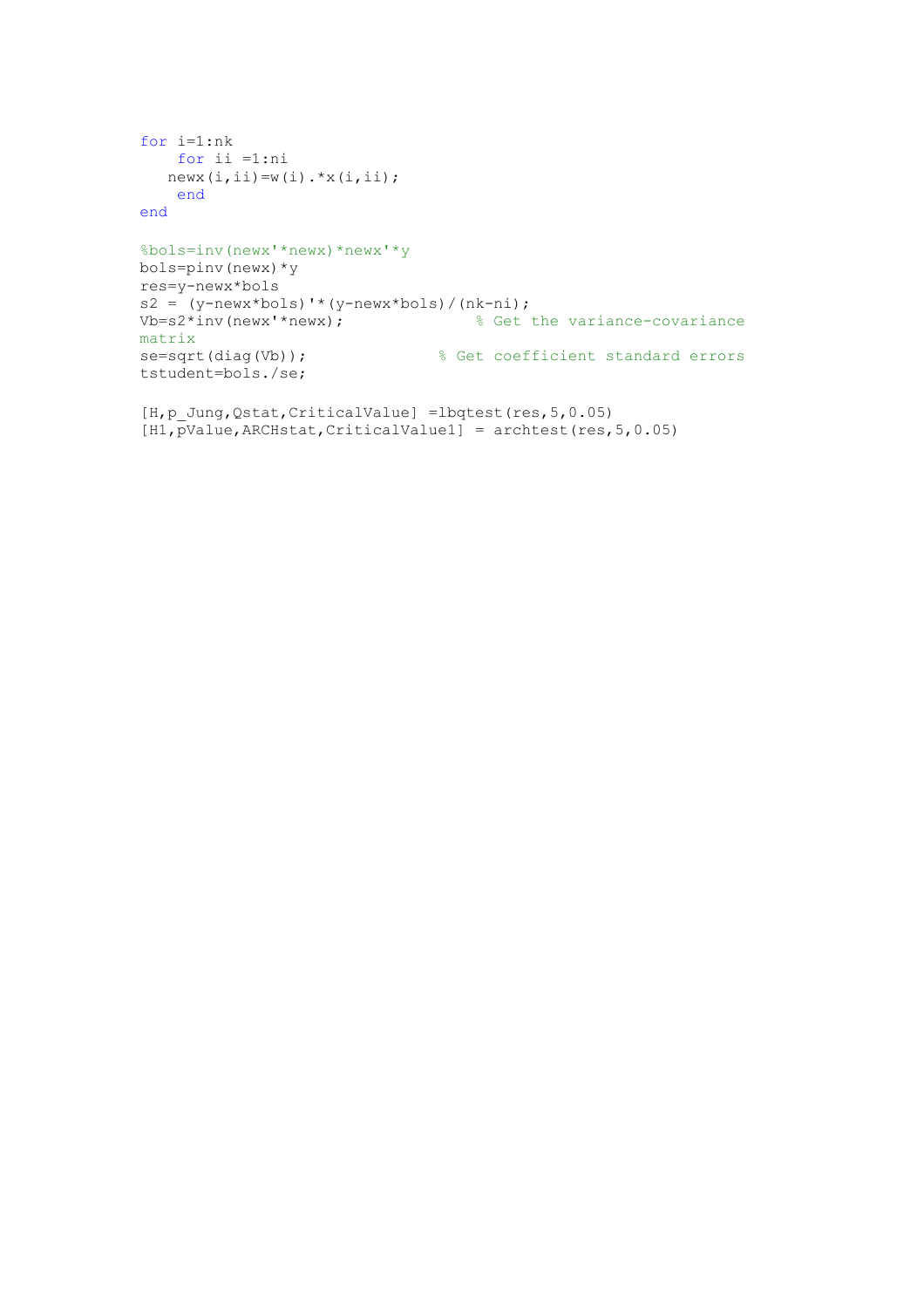```
for i=1:nk
    for ii =1:ni
   newx(i,ii)=w(i).*x(i,ii);
    end
end

%bols=inv(newx'*newx)*newx'*y
bols=pinv(newx)*y
res=y-newx*bols
s2 = (y-newx*bols)'*(y-newx*bols)/(nk-ni);
Vb=s2*inv(newx'*newx);              % Get the variance-covariance
matrix
se=sqrt(diag(Vb));              % Get coefficient standard errors
tstudent=bols./se;

[H,p_Jung,Qstat,CriticalValue] =lbqtest(res,5,0.05)
[H1,pValue,ARCHstat,CriticalValue1] = archtest(res,5,0.05)
```